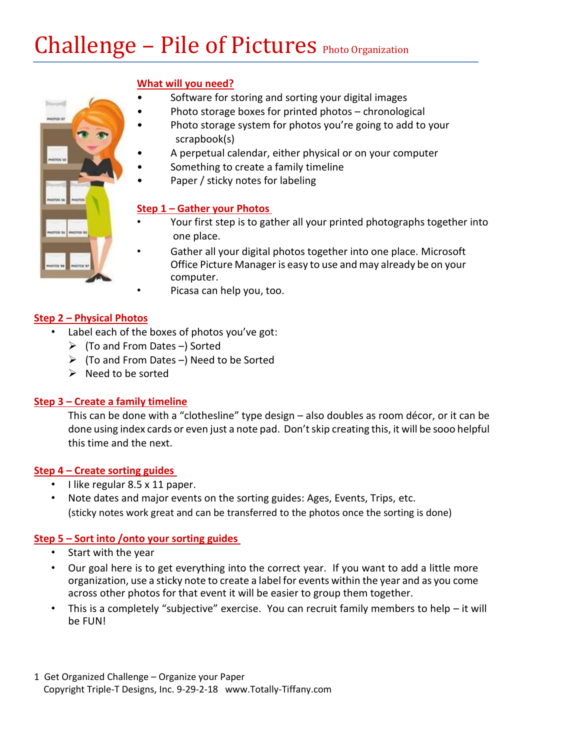# Challenge – Pile of Pictures Photo Organization

## What will you need?

- Software for storing and sorting your digital images
- Photo storage boxes for printed photos – chronological
- Photo storage system for photos you're going to add to your scrapbook(s)
- A perpetual calendar, either physical or on your computer
- Something to create a family timeline
- Paper / sticky notes for labeling

## Step 1 – Gather your Photos

- Your first step is to gather all your printed photographs together into one place.
- Gather all your digital photos together into one place. Microsoft Office Picture Manager is easy to use and may already be on your computer.
- Picasa can help you, too.

## Step 2 – Physical Photos

- Label each of the boxes of photos you've got:
  - (To and From Dates –) Sorted
  - (To and From Dates –) Need to be Sorted
  - Need to be sorted

## Step 3 – Create a family timeline

This can be done with a "clothesline" type design – also doubles as room décor, or it can be done using index cards or even just a note pad. Don't skip creating this, it will be sooo helpful this time and the next.

## Step 4 – Create sorting guides

- I like regular 8.5 x 11 paper.
- Note dates and major events on the sorting guides: Ages, Events, Trips, etc. (sticky notes work great and can be transferred to the photos once the sorting is done)

## Step 5 – Sort into /onto your sorting guides

- Start with the year
- Our goal here is to get everything into the correct year. If you want to add a little more organization, use a sticky note to create a label for events within the year and as you come across other photos for that event it will be easier to group them together.
- This is a completely "subjective" exercise. You can recruit family members to help – it will be FUN!

Get Organized Challenge – Organize your Paper
Copyright Triple-T Designs, Inc. 9-29-2-18 www.Totally-Tiffany.com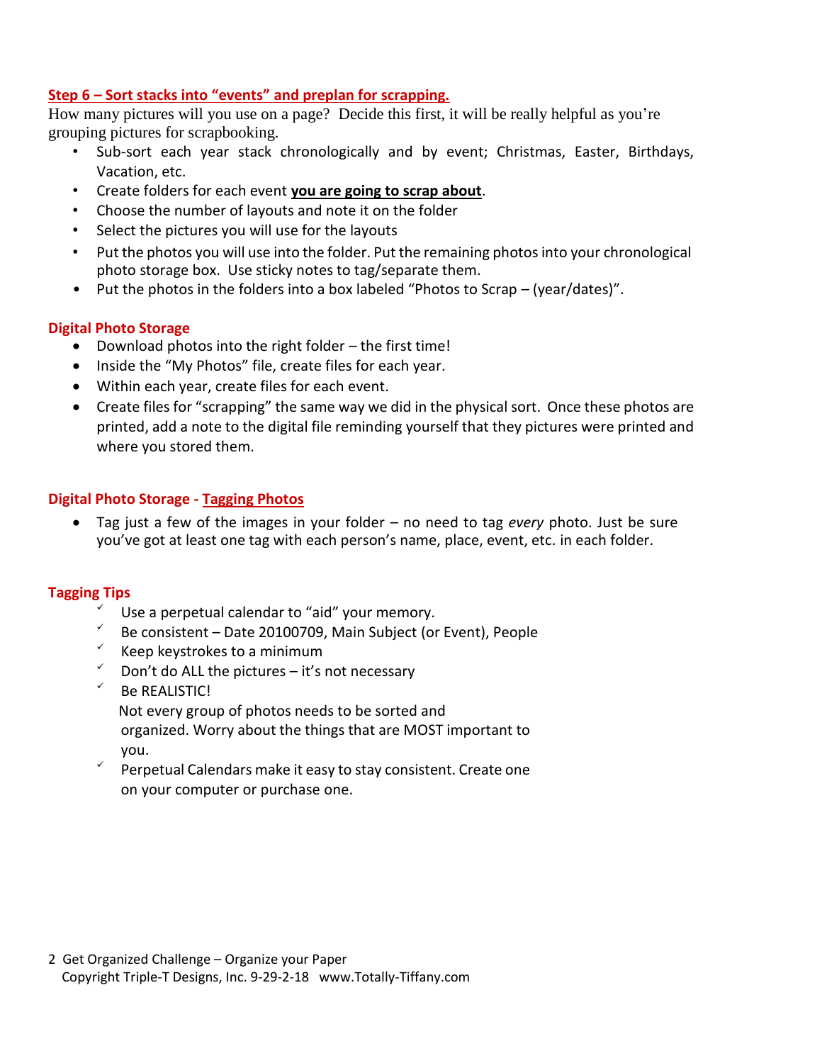## Step 6 – Sort stacks into "events" and preplan for scrapping.

How many pictures will you use on a page? Decide this first, it will be really helpful as you're grouping pictures for scrapbooking.

- Sub-sort each year stack chronologically and by event; Christmas, Easter, Birthdays, Vacation, etc.
- Create folders for each event **you are going to scrap about**.
- Choose the number of layouts and note it on the folder
- Select the pictures you will use for the layouts
- Put the photos you will use into the folder. Put the remaining photos into your chronological photo storage box. Use sticky notes to tag/separate them.
- Put the photos in the folders into a box labeled "Photos to Scrap – (year/dates)".

## Digital Photo Storage

- Download photos into the right folder – the first time!
- Inside the "My Photos" file, create files for each year.
- Within each year, create files for each event.
- Create files for "scrapping" the same way we did in the physical sort. Once these photos are printed, add a note to the digital file reminding yourself that they pictures were printed and where you stored them.

## Digital Photo Storage - Tagging Photos

- Tag just a few of the images in your folder – no need to tag *every* photo. Just be sure you've got at least one tag with each person's name, place, event, etc. in each folder.

## Tagging Tips

- ✓ Use a perpetual calendar to "aid" your memory.
- ✓ Be consistent – Date 20100709, Main Subject (or Event), People
- ✓ Keep keystrokes to a minimum
- ✓ Don't do ALL the pictures – it's not necessary
- ✓ Be REALISTIC!
  Not every group of photos needs to be sorted and organized. Worry about the things that are MOST important to you.
- ✓ Perpetual Calendars make it easy to stay consistent. Create one on your computer or purchase one.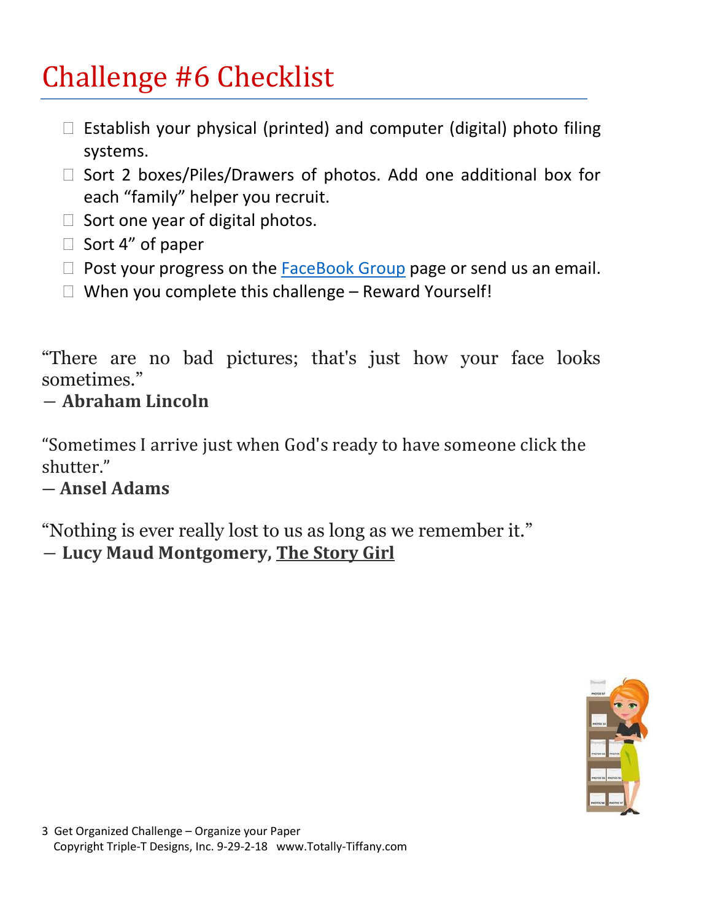# Challenge #6 Checklist

- ☐ Establish your physical (printed) and computer (digital) photo filing systems.
- ☐ Sort 2 boxes/Piles/Drawers of photos. Add one additional box for each "family" helper you recruit.
- ☐ Sort one year of digital photos.
- ☐ Sort 4" of paper
- ☐ Post your progress on the FaceBook Group page or send us an email.
- ☐ When you complete this challenge – Reward Yourself!

"There are no bad pictures; that's just how your face looks sometimes."
― **Abraham Lincoln**

"Sometimes I arrive just when God's ready to have someone click the shutter."
― **Ansel Adams**

"Nothing is ever really lost to us as long as we remember it."
― **Lucy Maud Montgomery, The Story Girl**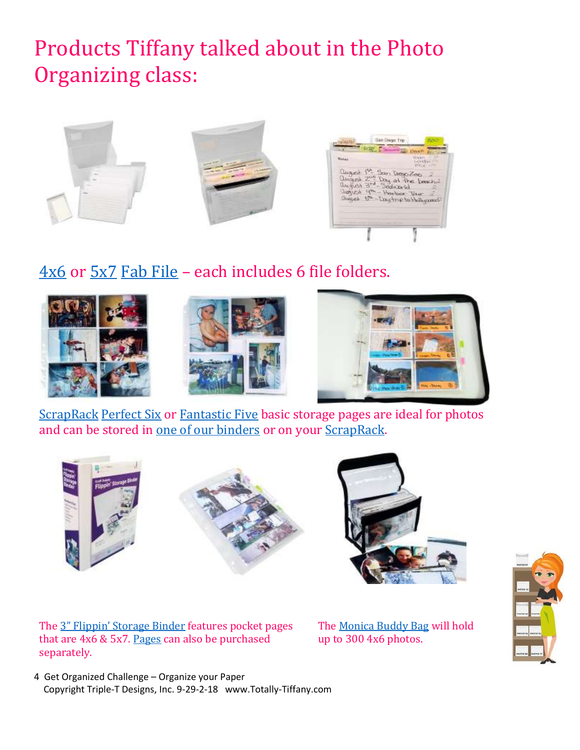# Products Tiffany talked about in the Photo Organizing class:

4x6 or 5x7 Fab File – each includes 6 file folders.

ScrapRack Perfect Six or Fantastic Five basic storage pages are ideal for photos and can be stored in one of our binders or on your ScrapRack.

The 3" Flippin' Storage Binder features pocket pages that are 4x6 & 5x7. Pages can also be purchased separately.

The Monica Buddy Bag will hold up to 300 4x6 photos.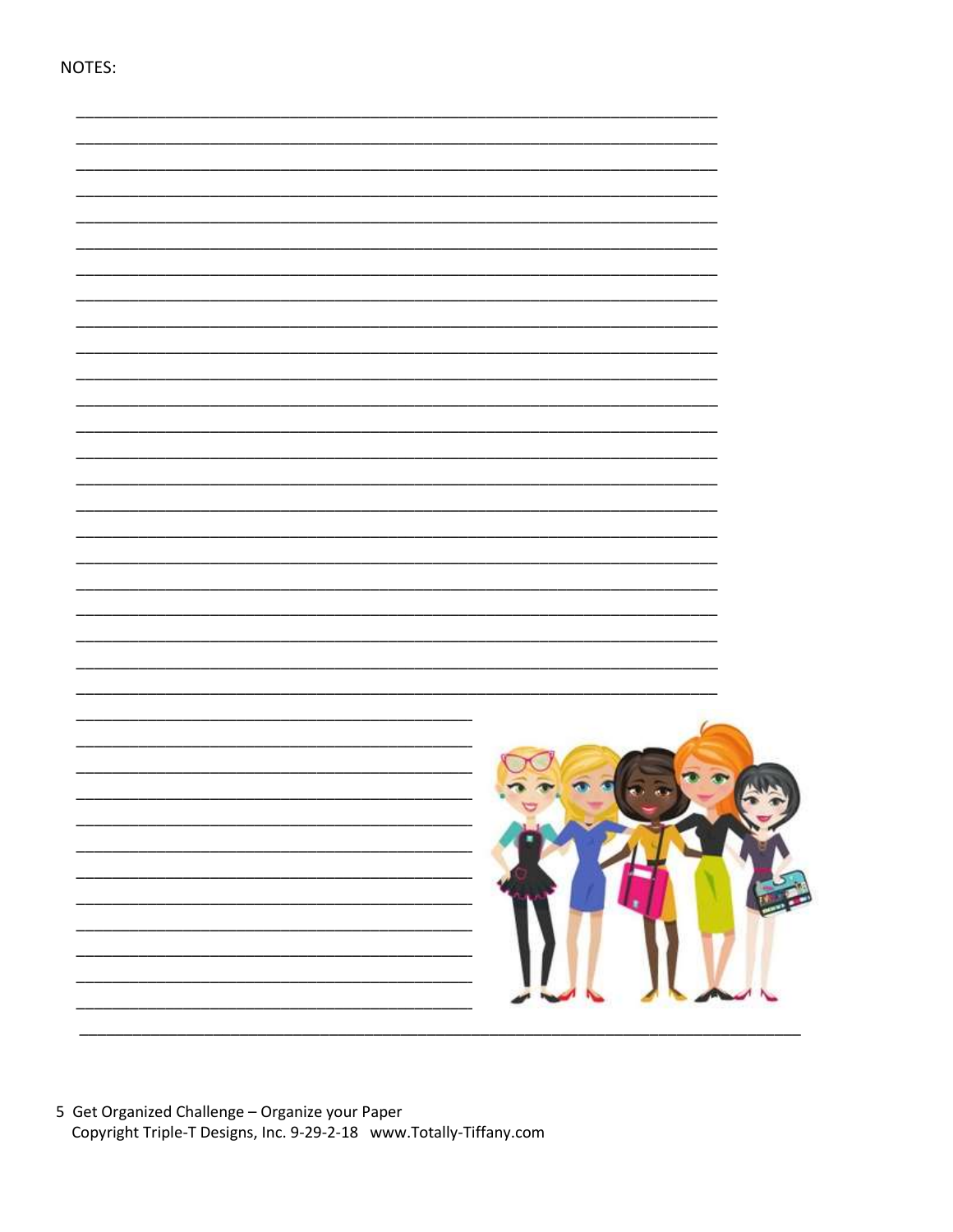NOTES: